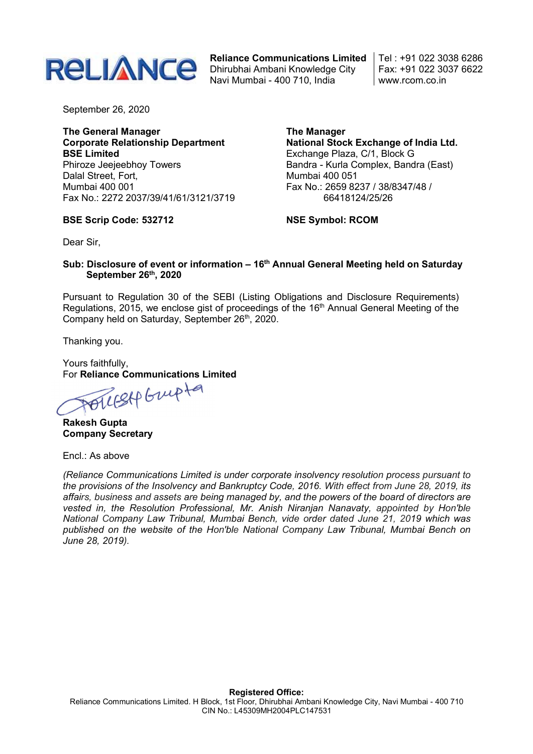**Reliance Communications Limited**
Dhirubhai Ambani Knowledge City
Navi Mumbai - 400 710, India

Tel : +91 022 3038 6286
Fax: +91 022 3037 6622
www.rcom.co.in

September 26, 2020

**The General Manager**
**Corporate Relationship Department**
**BSE Limited**
Phiroze Jeejeebhoy Towers
Dalal Street, Fort,
Mumbai 400 001
Fax No.: 2272 2037/39/41/61/3121/3719

**BSE Scrip Code: 532712**

**The Manager**
**National Stock Exchange of India Ltd.**
Exchange Plaza, C/1, Block G
Bandra - Kurla Complex, Bandra (East)
Mumbai 400 051
Fax No.: 2659 8237 / 38/8347/48 / 66418124/25/26

**NSE Symbol: RCOM**

Dear Sir,

**Sub: Disclosure of event or information – 16th Annual General Meeting held on Saturday September 26th, 2020**

Pursuant to Regulation 30 of the SEBI (Listing Obligations and Disclosure Requirements) Regulations, 2015, we enclose gist of proceedings of the 16th Annual General Meeting of the Company held on Saturday, September 26th, 2020.

Thanking you.

Yours faithfully,
For **Reliance Communications Limited**

**Rakesh Gupta**
**Company Secretary**

Encl.: As above

*(Reliance Communications Limited is under corporate insolvency resolution process pursuant to the provisions of the Insolvency and Bankruptcy Code, 2016. With effect from June 28, 2019, its affairs, business and assets are being managed by, and the powers of the board of directors are vested in, the Resolution Professional, Mr. Anish Niranjan Nanavaty, appointed by Hon'ble National Company Law Tribunal, Mumbai Bench, vide order dated June 21, 2019 which was published on the website of the Hon'ble National Company Law Tribunal, Mumbai Bench on June 28, 2019).*

**Registered Office:**
Reliance Communications Limited. H Block, 1st Floor, Dhirubhai Ambani Knowledge City, Navi Mumbai - 400 710
CIN No.: L45309MH2004PLC147531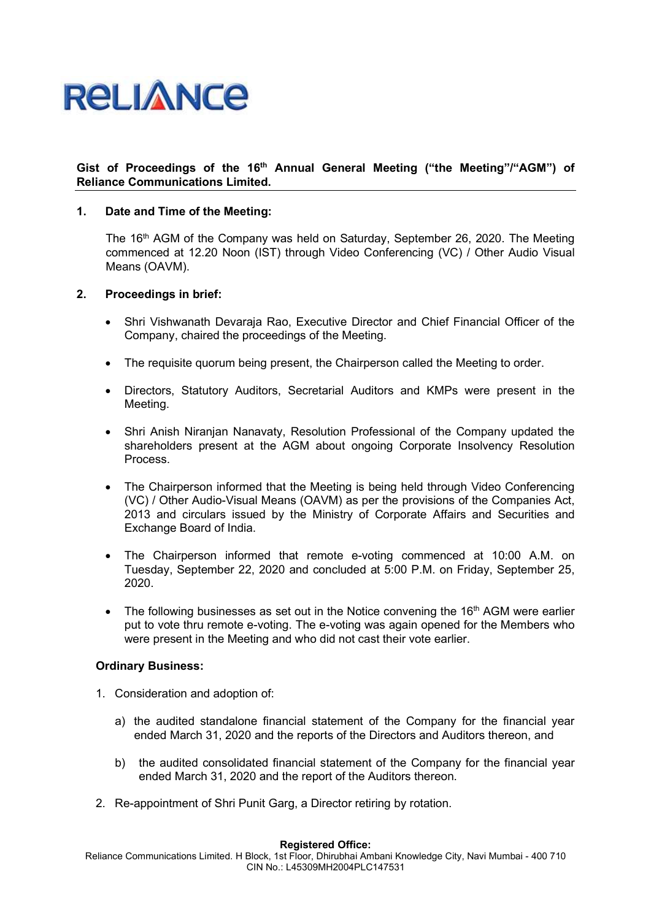RELIANCE

**Gist of Proceedings of the 16th Annual General Meeting ("the Meeting"/"AGM") of Reliance Communications Limited.**

**1. Date and Time of the Meeting:**

The 16th AGM of the Company was held on Saturday, September 26, 2020. The Meeting commenced at 12.20 Noon (IST) through Video Conferencing (VC) / Other Audio Visual Means (OAVM).

**2. Proceedings in brief:**

- Shri Vishwanath Devaraja Rao, Executive Director and Chief Financial Officer of the Company, chaired the proceedings of the Meeting.
- The requisite quorum being present, the Chairperson called the Meeting to order.
- Directors, Statutory Auditors, Secretarial Auditors and KMPs were present in the Meeting.
- Shri Anish Niranjan Nanavaty, Resolution Professional of the Company updated the shareholders present at the AGM about ongoing Corporate Insolvency Resolution Process.
- The Chairperson informed that the Meeting is being held through Video Conferencing (VC) / Other Audio-Visual Means (OAVM) as per the provisions of the Companies Act, 2013 and circulars issued by the Ministry of Corporate Affairs and Securities and Exchange Board of India.
- The Chairperson informed that remote e-voting commenced at 10:00 A.M. on Tuesday, September 22, 2020 and concluded at 5:00 P.M. on Friday, September 25, 2020.
- The following businesses as set out in the Notice convening the 16th AGM were earlier put to vote thru remote e-voting. The e-voting was again opened for the Members who were present in the Meeting and who did not cast their vote earlier.

**Ordinary Business:**

1. Consideration and adoption of:

   a) the audited standalone financial statement of the Company for the financial year ended March 31, 2020 and the reports of the Directors and Auditors thereon, and

   b) the audited consolidated financial statement of the Company for the financial year ended March 31, 2020 and the report of the Auditors thereon.

2. Re-appointment of Shri Punit Garg, a Director retiring by rotation.

**Registered Office:**
Reliance Communications Limited. H Block, 1st Floor, Dhirubhai Ambani Knowledge City, Navi Mumbai - 400 710
CIN No.: L45309MH2004PLC147531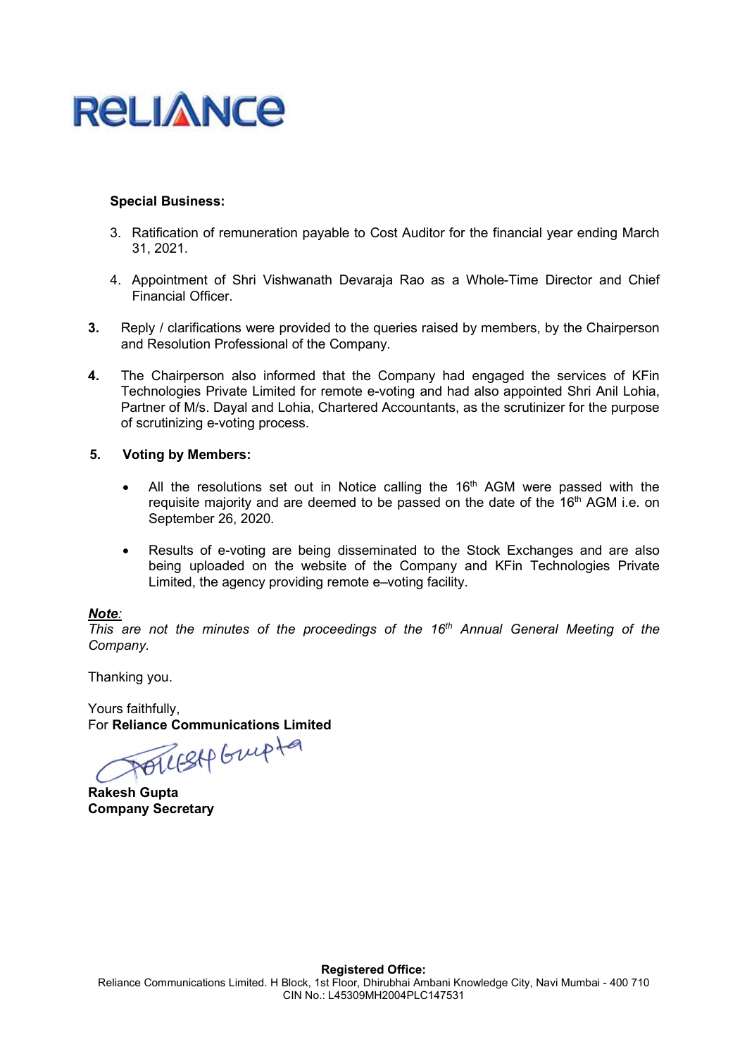**Special Business:**

3. Ratification of remuneration payable to Cost Auditor for the financial year ending March 31, 2021.

4. Appointment of Shri Vishwanath Devaraja Rao as a Whole-Time Director and Chief Financial Officer.

**3.** Reply / clarifications were provided to the queries raised by members, by the Chairperson and Resolution Professional of the Company.

**4.** The Chairperson also informed that the Company had engaged the services of KFin Technologies Private Limited for remote e-voting and had also appointed Shri Anil Lohia, Partner of M/s. Dayal and Lohia, Chartered Accountants, as the scrutinizer for the purpose of scrutinizing e-voting process.

**5. Voting by Members:**

- All the resolutions set out in Notice calling the 16th AGM were passed with the requisite majority and are deemed to be passed on the date of the 16th AGM i.e. on September 26, 2020.

- Results of e-voting are being disseminated to the Stock Exchanges and are also being uploaded on the website of the Company and KFin Technologies Private Limited, the agency providing remote e–voting facility.

***Note:***
*This are not the minutes of the proceedings of the 16th Annual General Meeting of the Company.*

Thanking you.

Yours faithfully,
For **Reliance Communications Limited**

**Rakesh Gupta**
**Company Secretary**

**Registered Office:**
Reliance Communications Limited. H Block, 1st Floor, Dhirubhai Ambani Knowledge City, Navi Mumbai - 400 710
CIN No.: L45309MH2004PLC147531